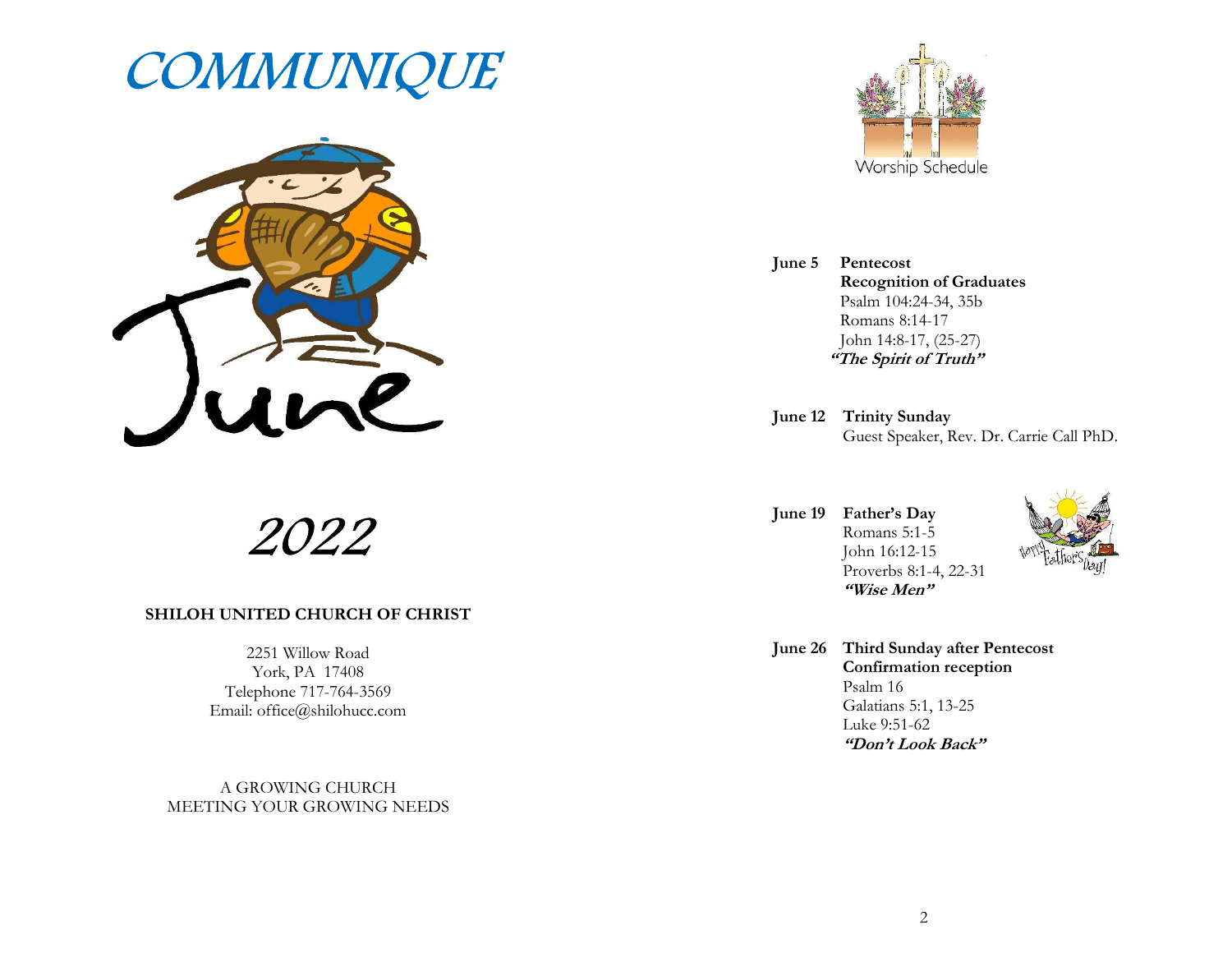# COMMUNIQUE

June

2022

**SHILOH UNITED CHURCH OF CHRIST**

2251 Willow Road
York, PA 17408
Telephone 717-764-3569
Email: office@shilohucc.com

A GROWING CHURCH
MEETING YOUR GROWING NEEDS

## Worship Schedule

**June 5** **Pentecost**
**Recognition of Graduates**
Psalm 104:24-34, 35b
Romans 8:14-17
John 14:8-17, (25-27)
***"The Spirit of Truth"***

**June 12** **Trinity Sunday**
Guest Speaker, Rev. Dr. Carrie Call PhD.

**June 19** **Father's Day**
Romans 5:1-5
John 16:12-15
Proverbs 8:1-4, 22-31
***"Wise Men"***

**June 26** **Third Sunday after Pentecost**
**Confirmation reception**
Psalm 16
Galatians 5:1, 13-25
Luke 9:51-62
***"Don't Look Back"***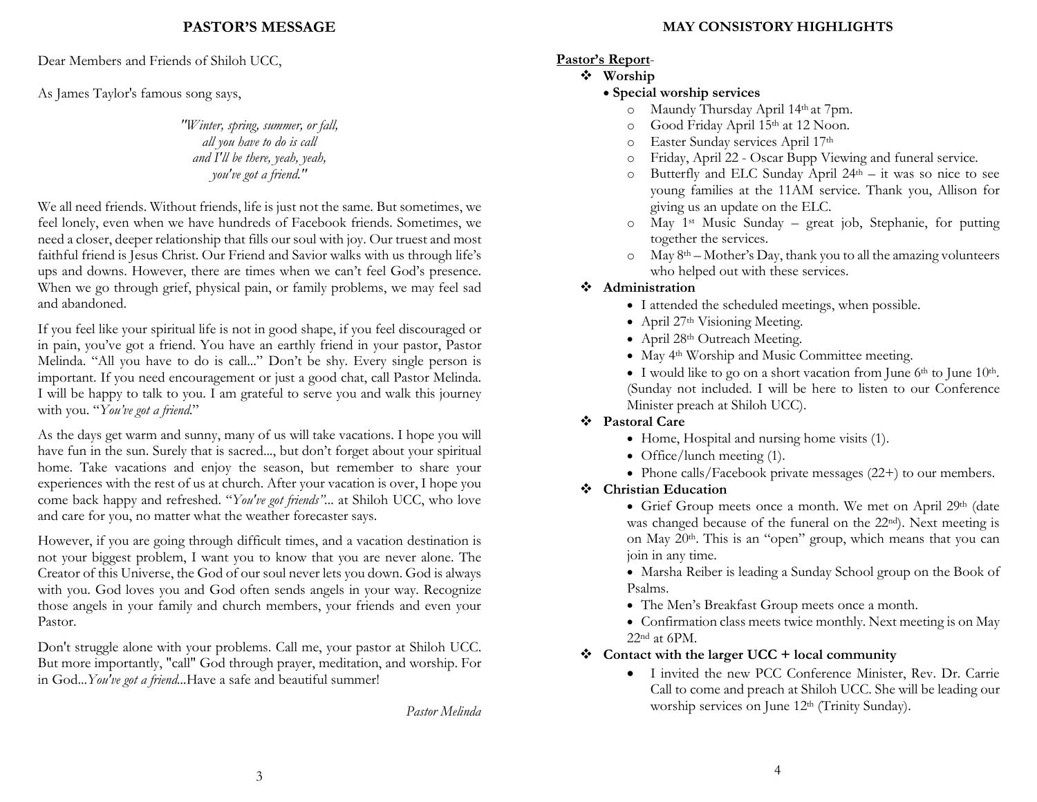## PASTOR'S MESSAGE

Dear Members and Friends of Shiloh UCC,

As James Taylor's famous song says,

*"Winter, spring, summer, or fall,*
*all you have to do is call*
*and I'll be there, yeah, yeah,*
*you've got a friend."*

We all need friends. Without friends, life is just not the same. But sometimes, we feel lonely, even when we have hundreds of Facebook friends. Sometimes, we need a closer, deeper relationship that fills our soul with joy. Our truest and most faithful friend is Jesus Christ. Our Friend and Savior walks with us through life's ups and downs. However, there are times when we can't feel God's presence. When we go through grief, physical pain, or family problems, we may feel sad and abandoned.

If you feel like your spiritual life is not in good shape, if you feel discouraged or in pain, you've got a friend. You have an earthly friend in your pastor, Pastor Melinda. "All you have to do is call..." Don't be shy. Every single person is important. If you need encouragement or just a good chat, call Pastor Melinda. I will be happy to talk to you. I am grateful to serve you and walk this journey with you. "*You've got a friend*."

As the days get warm and sunny, many of us will take vacations. I hope you will have fun in the sun. Surely that is sacred..., but don't forget about your spiritual home. Take vacations and enjoy the season, but remember to share your experiences with the rest of us at church. After your vacation is over, I hope you come back happy and refreshed. "*You've got friends"*... at Shiloh UCC, who love and care for you, no matter what the weather forecaster says.

However, if you are going through difficult times, and a vacation destination is not your biggest problem, I want you to know that you are never alone. The Creator of this Universe, the God of our soul never lets you down. God is always with you. God loves you and God often sends angels in your way. Recognize those angels in your family and church members, your friends and even your Pastor.

Don't struggle alone with your problems. Call me, your pastor at Shiloh UCC. But more importantly, "call" God through prayer, meditation, and worship. For in God...*You've got a friend*...Have a safe and beautiful summer!

*Pastor Melinda*

## MAY CONSISTORY HIGHLIGHTS

**Pastor's Report**-

- **Worship**
  - **Special worship services**
    - Maundy Thursday April 14th at 7pm.
    - Good Friday April 15th at 12 Noon.
    - Easter Sunday services April 17th
    - Friday, April 22 - Oscar Bupp Viewing and funeral service.
    - Butterfly and ELC Sunday April 24th – it was so nice to see young families at the 11AM service. Thank you, Allison for giving us an update on the ELC.
    - May 1st Music Sunday – great job, Stephanie, for putting together the services.
    - May 8th – Mother's Day, thank you to all the amazing volunteers who helped out with these services.
- **Administration**
  - I attended the scheduled meetings, when possible.
  - April 27th Visioning Meeting.
  - April 28th Outreach Meeting.
  - May 4th Worship and Music Committee meeting.
  - I would like to go on a short vacation from June 6th to June 10th. (Sunday not included. I will be here to listen to our Conference Minister preach at Shiloh UCC).
- **Pastoral Care**
  - Home, Hospital and nursing home visits (1).
  - Office/lunch meeting (1).
  - Phone calls/Facebook private messages (22+) to our members.
- **Christian Education**
  - Grief Group meets once a month. We met on April 29th (date was changed because of the funeral on the 22nd). Next meeting is on May 20th. This is an "open" group, which means that you can join in any time.
  - Marsha Reiber is leading a Sunday School group on the Book of Psalms.
  - The Men's Breakfast Group meets once a month.
  - Confirmation class meets twice monthly. Next meeting is on May 22nd at 6PM.
- **Contact with the larger UCC + local community**
  - I invited the new PCC Conference Minister, Rev. Dr. Carrie Call to come and preach at Shiloh UCC. She will be leading our worship services on June 12th (Trinity Sunday).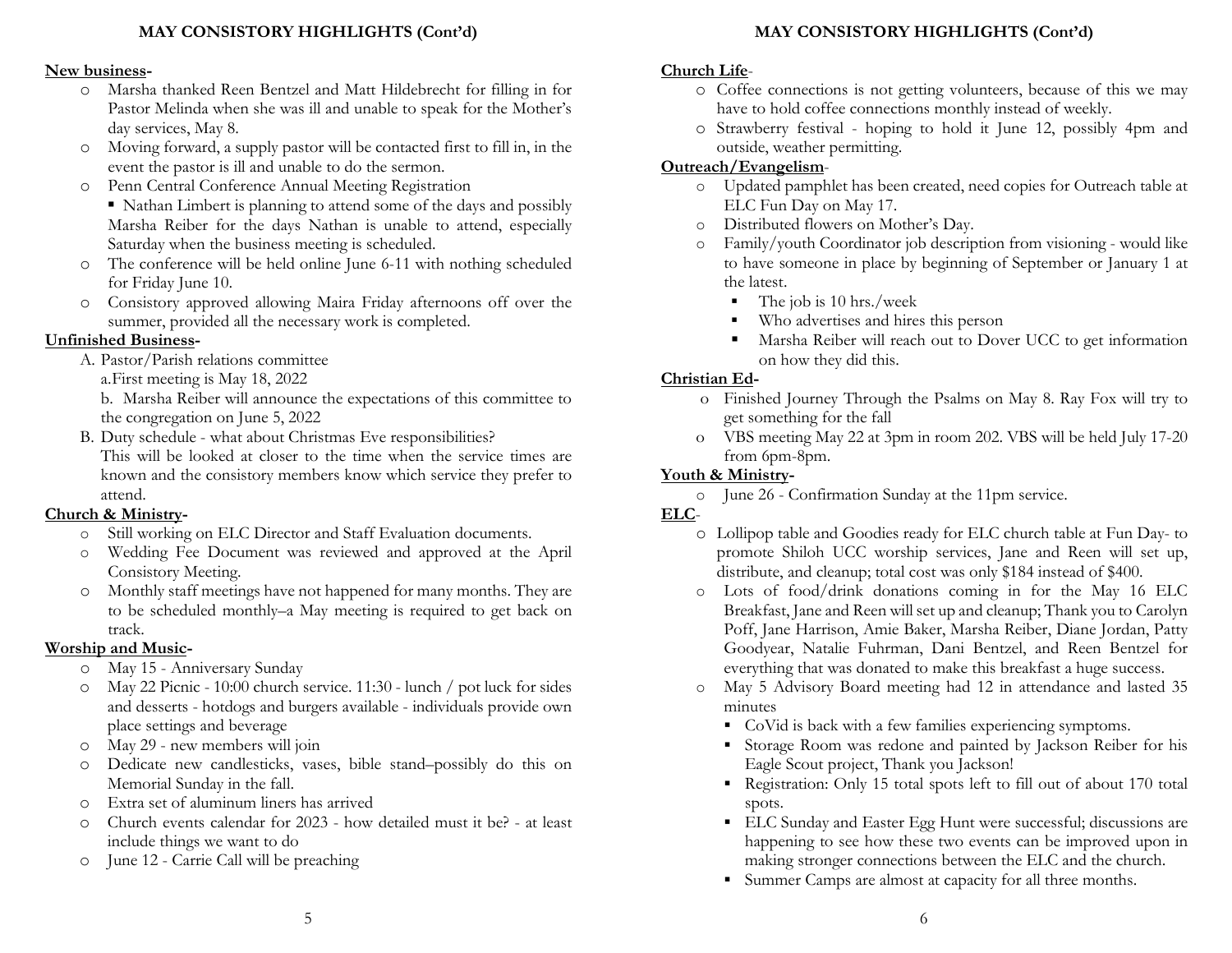## MAY CONSISTORY HIGHLIGHTS (Cont'd)

**New business-**

- Marsha thanked Reen Bentzel and Matt Hildebrecht for filling in for Pastor Melinda when she was ill and unable to speak for the Mother's day services, May 8.
- Moving forward, a supply pastor will be contacted first to fill in, in the event the pastor is ill and unable to do the sermon.
- Penn Central Conference Annual Meeting Registration
  - Nathan Limbert is planning to attend some of the days and possibly Marsha Reiber for the days Nathan is unable to attend, especially Saturday when the business meeting is scheduled.
- The conference will be held online June 6-11 with nothing scheduled for Friday June 10.
- Consistory approved allowing Maira Friday afternoons off over the summer, provided all the necessary work is completed.

**Unfinished Business-**

A. Pastor/Parish relations committee
   a. First meeting is May 18, 2022
   b. Marsha Reiber will announce the expectations of this committee to the congregation on June 5, 2022

B. Duty schedule - what about Christmas Eve responsibilities?
   This will be looked at closer to the time when the service times are known and the consistory members know which service they prefer to attend.

**Church & Ministry-**

- Still working on ELC Director and Staff Evaluation documents.
- Wedding Fee Document was reviewed and approved at the April Consistory Meeting.
- Monthly staff meetings have not happened for many months. They are to be scheduled monthly–a May meeting is required to get back on track.

**Worship and Music-**

- May 15 - Anniversary Sunday
- May 22 Picnic - 10:00 church service. 11:30 - lunch / pot luck for sides and desserts - hotdogs and burgers available - individuals provide own place settings and beverage
- May 29 - new members will join
- Dedicate new candlesticks, vases, bible stand–possibly do this on Memorial Sunday in the fall.
- Extra set of aluminum liners has arrived
- Church events calendar for 2023 - how detailed must it be? - at least include things we want to do
- June 12 - Carrie Call will be preaching

**Church Life-**

- Coffee connections is not getting volunteers, because of this we may have to hold coffee connections monthly instead of weekly.
- Strawberry festival - hoping to hold it June 12, possibly 4pm and outside, weather permitting.

**Outreach/Evangelism-**

- Updated pamphlet has been created, need copies for Outreach table at ELC Fun Day on May 17.
- Distributed flowers on Mother's Day.
- Family/youth Coordinator job description from visioning - would like to have someone in place by beginning of September or January 1 at the latest.
  - The job is 10 hrs./week
  - Who advertises and hires this person
  - Marsha Reiber will reach out to Dover UCC to get information on how they did this.

**Christian Ed-**

- Finished Journey Through the Psalms on May 8. Ray Fox will try to get something for the fall
- VBS meeting May 22 at 3pm in room 202. VBS will be held July 17-20 from 6pm-8pm.

**Youth & Ministry-**

- June 26 - Confirmation Sunday at the 11pm service.

**ELC-**

- Lollipop table and Goodies ready for ELC church table at Fun Day- to promote Shiloh UCC worship services, Jane and Reen will set up, distribute, and cleanup; total cost was only $184 instead of $400.
- Lots of food/drink donations coming in for the May 16 ELC Breakfast, Jane and Reen will set up and cleanup; Thank you to Carolyn Poff, Jane Harrison, Amie Baker, Marsha Reiber, Diane Jordan, Patty Goodyear, Natalie Fuhrman, Dani Bentzel, and Reen Bentzel for everything that was donated to make this breakfast a huge success.
- May 5 Advisory Board meeting had 12 in attendance and lasted 35 minutes
  - CoVid is back with a few families experiencing symptoms.
  - Storage Room was redone and painted by Jackson Reiber for his Eagle Scout project, Thank you Jackson!
  - Registration: Only 15 total spots left to fill out of about 170 total spots.
  - ELC Sunday and Easter Egg Hunt were successful; discussions are happening to see how these two events can be improved upon in making stronger connections between the ELC and the church.
  - Summer Camps are almost at capacity for all three months.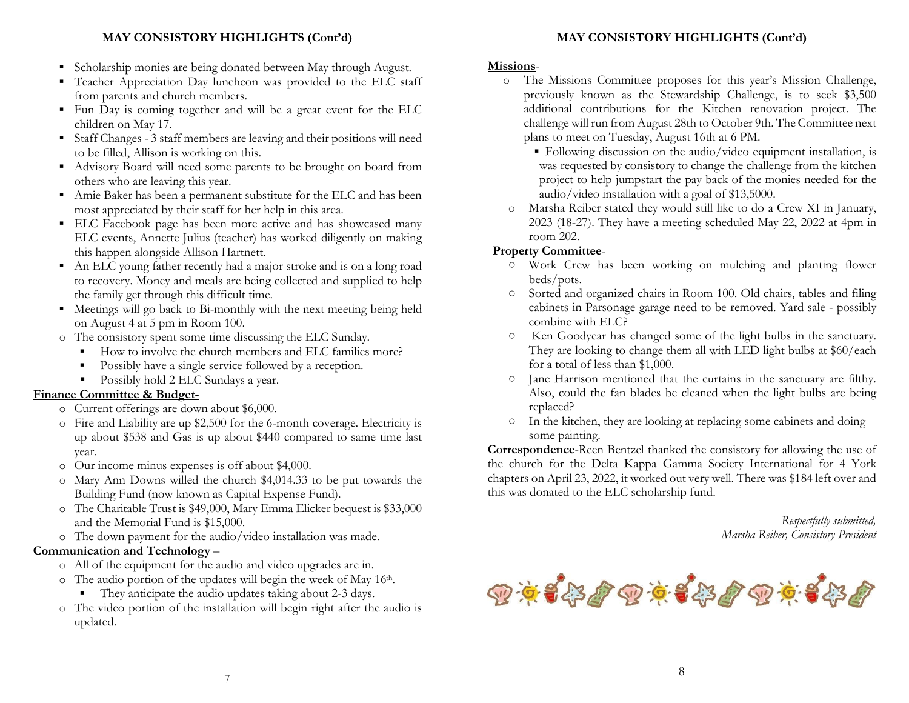## MAY CONSISTORY HIGHLIGHTS (Cont'd)

- Scholarship monies are being donated between May through August.
- Teacher Appreciation Day luncheon was provided to the ELC staff from parents and church members.
- Fun Day is coming together and will be a great event for the ELC children on May 17.
- Staff Changes - 3 staff members are leaving and their positions will need to be filled, Allison is working on this.
- Advisory Board will need some parents to be brought on board from others who are leaving this year.
- Amie Baker has been a permanent substitute for the ELC and has been most appreciated by their staff for her help in this area.
- ELC Facebook page has been more active and has showcased many ELC events, Annette Julius (teacher) has worked diligently on making this happen alongside Allison Hartnett.
- An ELC young father recently had a major stroke and is on a long road to recovery. Money and meals are being collected and supplied to help the family get through this difficult time.
- Meetings will go back to Bi-monthly with the next meeting being held on August 4 at 5 pm in Room 100.
- The consistory spent some time discussing the ELC Sunday.
  - How to involve the church members and ELC families more?
  - Possibly have a single service followed by a reception.
  - Possibly hold 2 ELC Sundays a year.

**Finance Committee & Budget-**

- Current offerings are down about $6,000.
- Fire and Liability are up $2,500 for the 6-month coverage. Electricity is up about $538 and Gas is up about $440 compared to same time last year.
- Our income minus expenses is off about $4,000.
- Mary Ann Downs willed the church $4,014.33 to be put towards the Building Fund (now known as Capital Expense Fund).
- The Charitable Trust is $49,000, Mary Emma Elicker bequest is $33,000 and the Memorial Fund is $15,000.
- The down payment for the audio/video installation was made.

**Communication and Technology** –

- All of the equipment for the audio and video upgrades are in.
- The audio portion of the updates will begin the week of May 16th.
  - They anticipate the audio updates taking about 2-3 days.
- The video portion of the installation will begin right after the audio is updated.

## MAY CONSISTORY HIGHLIGHTS (Cont'd)

**Missions**-

- The Missions Committee proposes for this year's Mission Challenge, previously known as the Stewardship Challenge, is to seek $3,500 additional contributions for the Kitchen renovation project. The challenge will run from August 28th to October 9th. The Committee next plans to meet on Tuesday, August 16th at 6 PM.
  - Following discussion on the audio/video equipment installation, is was requested by consistory to change the challenge from the kitchen project to help jumpstart the pay back of the monies needed for the audio/video installation with a goal of $13,5000.
- Marsha Reiber stated they would still like to do a Crew XI in January, 2023 (18-27). They have a meeting scheduled May 22, 2022 at 4pm in room 202.

**Property Committee**-

- Work Crew has been working on mulching and planting flower beds/pots.
- Sorted and organized chairs in Room 100. Old chairs, tables and filing cabinets in Parsonage garage need to be removed. Yard sale - possibly combine with ELC?
- Ken Goodyear has changed some of the light bulbs in the sanctuary. They are looking to change them all with LED light bulbs at $60/each for a total of less than $1,000.
- Jane Harrison mentioned that the curtains in the sanctuary are filthy. Also, could the fan blades be cleaned when the light bulbs are being replaced?
- In the kitchen, they are looking at replacing some cabinets and doing some painting.

**Correspondence**-Reen Bentzel thanked the consistory for allowing the use of the church for the Delta Kappa Gamma Society International for 4 York chapters on April 23, 2022, it worked out very well. There was $184 left over and this was donated to the ELC scholarship fund.

*Respectfully submitted,*
*Marsha Reiber, Consistory President*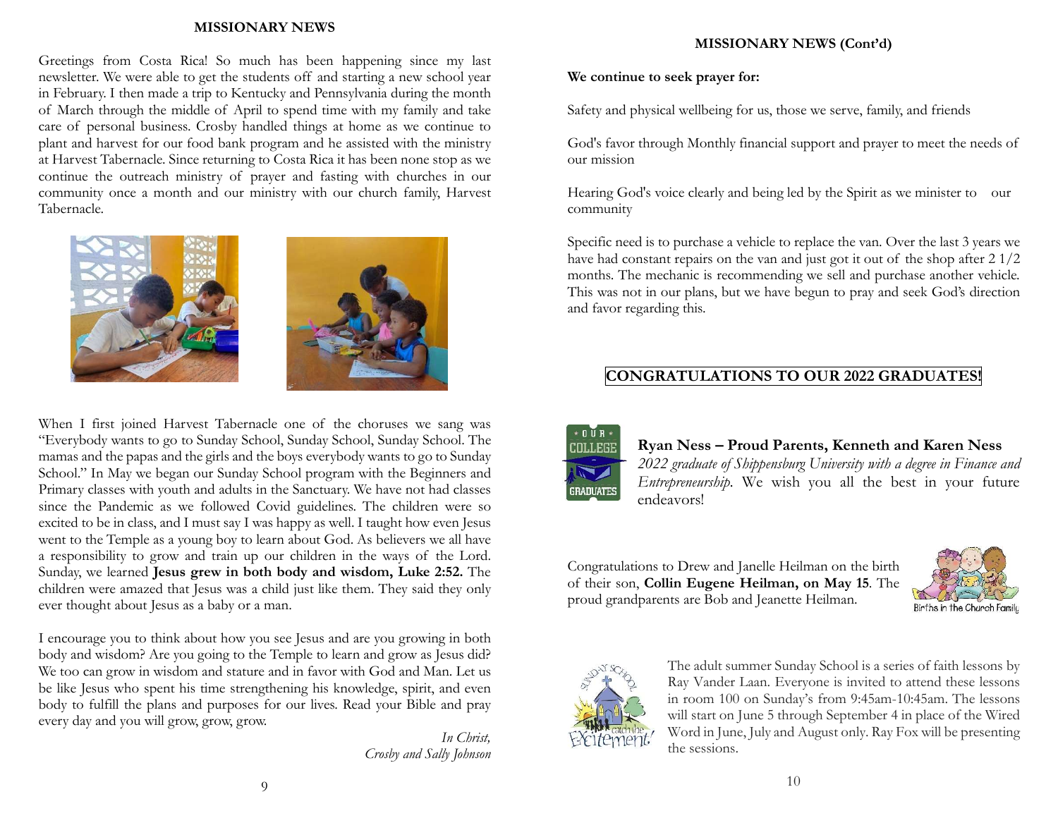## MISSIONARY NEWS

Greetings from Costa Rica! So much has been happening since my last newsletter. We were able to get the students off and starting a new school year in February. I then made a trip to Kentucky and Pennsylvania during the month of March through the middle of April to spend time with my family and take care of personal business. Crosby handled things at home as we continue to plant and harvest for our food bank program and he assisted with the ministry at Harvest Tabernacle. Since returning to Costa Rica it has been none stop as we continue the outreach ministry of prayer and fasting with churches in our community once a month and our ministry with our church family, Harvest Tabernacle.

When I first joined Harvest Tabernacle one of the choruses we sang was "Everybody wants to go to Sunday School, Sunday School, Sunday School. The mamas and the papas and the girls and the boys everybody wants to go to Sunday School." In May we began our Sunday School program with the Beginners and Primary classes with youth and adults in the Sanctuary. We have not had classes since the Pandemic as we followed Covid guidelines. The children were so excited to be in class, and I must say I was happy as well. I taught how even Jesus went to the Temple as a young boy to learn about God. As believers we all have a responsibility to grow and train up our children in the ways of the Lord. Sunday, we learned **Jesus grew in both body and wisdom, Luke 2:52.** The children were amazed that Jesus was a child just like them. They said they only ever thought about Jesus as a baby or a man.

I encourage you to think about how you see Jesus and are you growing in both body and wisdom? Are you going to the Temple to learn and grow as Jesus did? We too can grow in wisdom and stature and in favor with God and Man. Let us be like Jesus who spent his time strengthening his knowledge, spirit, and even body to fulfill the plans and purposes for our lives. Read your Bible and pray every day and you will grow, grow, grow.

*In Christ,*
*Crosby and Sally Johnson*

## MISSIONARY NEWS (Cont'd)

**We continue to seek prayer for:**

Safety and physical wellbeing for us, those we serve, family, and friends

God's favor through Monthly financial support and prayer to meet the needs of our mission

Hearing God's voice clearly and being led by the Spirit as we minister to our community

Specific need is to purchase a vehicle to replace the van. Over the last 3 years we have had constant repairs on the van and just got it out of the shop after 2 1/2 months. The mechanic is recommending we sell and purchase another vehicle. This was not in our plans, but we have begun to pray and seek God's direction and favor regarding this.

## CONGRATULATIONS TO OUR 2022 GRADUATES!

**Ryan Ness – Proud Parents, Kenneth and Karen Ness**
*2022 graduate of Shippensburg University with a degree in Finance and Entrepreneurship*. We wish you all the best in your future endeavors!

Congratulations to Drew and Janelle Heilman on the birth of their son, **Collin Eugene Heilman, on May 15**. The proud grandparents are Bob and Jeanette Heilman.

Births in the Church Family

The adult summer Sunday School is a series of faith lessons by Ray Vander Laan. Everyone is invited to attend these lessons in room 100 on Sunday's from 9:45am-10:45am. The lessons will start on June 5 through September 4 in place of the Wired Word in June, July and August only. Ray Fox will be presenting the sessions.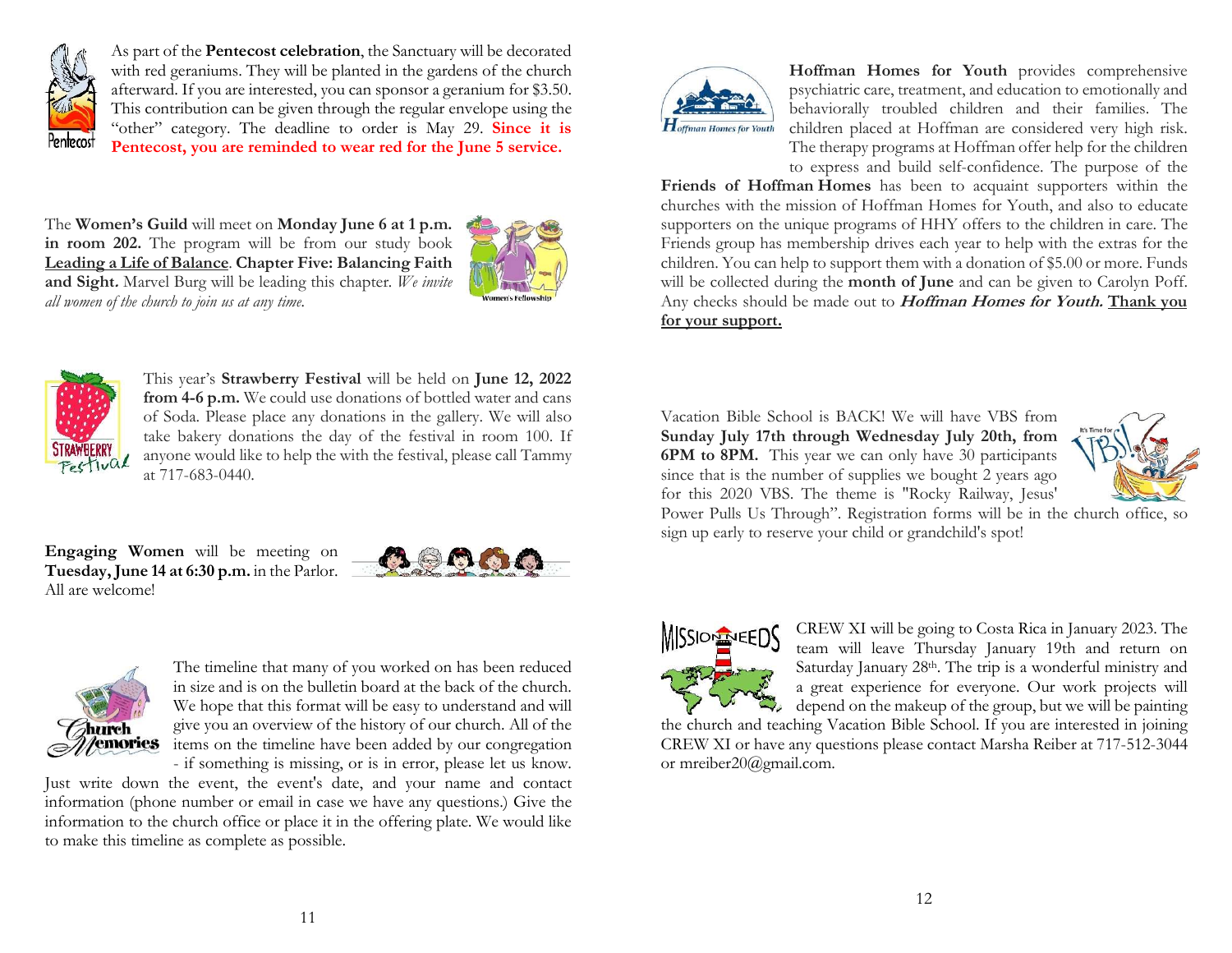As part of the **Pentecost celebration**, the Sanctuary will be decorated with red geraniums. They will be planted in the gardens of the church afterward. If you are interested, you can sponsor a geranium for $3.50. This contribution can be given through the regular envelope using the "other" category. The deadline to order is May 29. **Since it is Pentecost, you are reminded to wear red for the June 5 service.**

The **Women's Guild** will meet on **Monday June 6 at 1 p.m. in room 202.** The program will be from our study book **Leading a Life of Balance**. **Chapter Five: Balancing Faith and Sight.** Marvel Burg will be leading this chapter. *We invite all women of the church to join us at any time.*

This year's **Strawberry Festival** will be held on **June 12, 2022 from 4-6 p.m.** We could use donations of bottled water and cans of Soda. Please place any donations in the gallery. We will also take bakery donations the day of the festival in room 100. If anyone would like to help the with the festival, please call Tammy at 717-683-0440.

**Engaging Women** will be meeting on **Tuesday, June 14 at 6:30 p.m.** in the Parlor. All are welcome!

The timeline that many of you worked on has been reduced in size and is on the bulletin board at the back of the church. We hope that this format will be easy to understand and will give you an overview of the history of our church. All of the items on the timeline have been added by our congregation - if something is missing, or is in error, please let us know. Just write down the event, the event's date, and your name and contact information (phone number or email in case we have any questions.) Give the information to the church office or place it in the offering plate. We would like to make this timeline as complete as possible.

**Hoffman Homes for Youth** provides comprehensive psychiatric care, treatment, and education to emotionally and behaviorally troubled children and their families. The children placed at Hoffman are considered very high risk. The therapy programs at Hoffman offer help for the children to express and build self-confidence. The purpose of the **Friends of Hoffman Homes** has been to acquaint supporters within the churches with the mission of Hoffman Homes for Youth, and also to educate supporters on the unique programs of HHY offers to the children in care. The Friends group has membership drives each year to help with the extras for the children. You can help to support them with a donation of $5.00 or more. Funds will be collected during the **month of June** and can be given to Carolyn Poff. Any checks should be made out to ***Hoffman Homes for Youth.*** **Thank you for your support.**

Vacation Bible School is BACK! We will have VBS from **Sunday July 17th through Wednesday July 20th, from 6PM to 8PM.** This year we can only have 30 participants since that is the number of supplies we bought 2 years ago for this 2020 VBS. The theme is "Rocky Railway, Jesus' Power Pulls Us Through". Registration forms will be in the church office, so sign up early to reserve your child or grandchild's spot!

CREW XI will be going to Costa Rica in January 2023. The team will leave Thursday January 19th and return on Saturday January 28th. The trip is a wonderful ministry and a great experience for everyone. Our work projects will depend on the makeup of the group, but we will be painting the church and teaching Vacation Bible School. If you are interested in joining CREW XI or have any questions please contact Marsha Reiber at 717-512-3044 or mreiber20@gmail.com.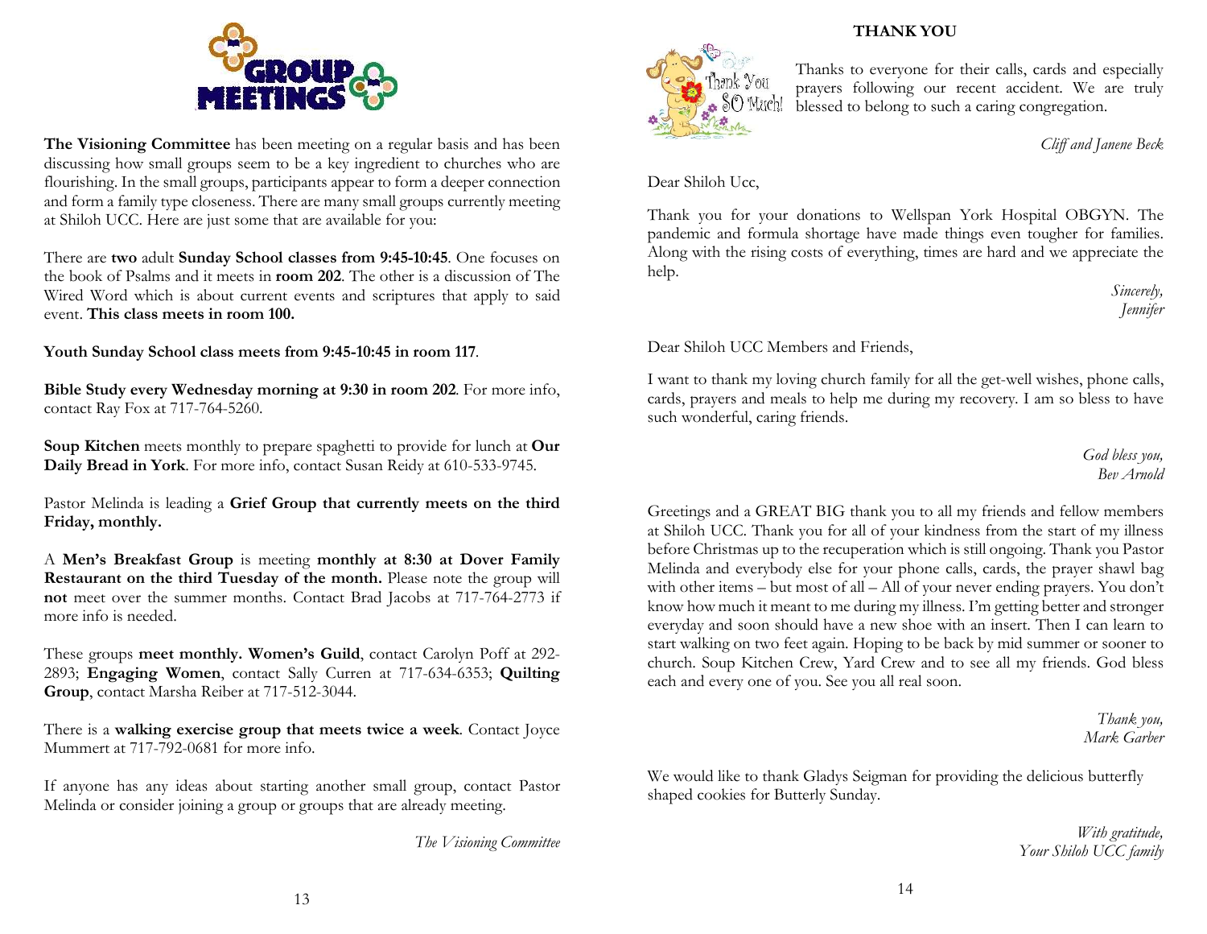# GROUP MEETINGS

**The Visioning Committee** has been meeting on a regular basis and has been discussing how small groups seem to be a key ingredient to churches who are flourishing. In the small groups, participants appear to form a deeper connection and form a family type closeness. There are many small groups currently meeting at Shiloh UCC. Here are just some that are available for you:

There are **two** adult **Sunday School classes from 9:45-10:45**. One focuses on the book of Psalms and it meets in **room 202**. The other is a discussion of The Wired Word which is about current events and scriptures that apply to said event. **This class meets in room 100.**

**Youth Sunday School class meets from 9:45-10:45 in room 117**.

**Bible Study every Wednesday morning at 9:30 in room 202**. For more info, contact Ray Fox at 717-764-5260.

**Soup Kitchen** meets monthly to prepare spaghetti to provide for lunch at **Our Daily Bread in York**. For more info, contact Susan Reidy at 610-533-9745.

Pastor Melinda is leading a **Grief Group that currently meets on the third Friday, monthly.**

A **Men's Breakfast Group** is meeting **monthly at 8:30 at Dover Family Restaurant on the third Tuesday of the month.** Please note the group will **not** meet over the summer months. Contact Brad Jacobs at 717-764-2773 if more info is needed.

These groups **meet monthly. Women's Guild**, contact Carolyn Poff at 292-2893; **Engaging Women**, contact Sally Curren at 717-634-6353; **Quilting Group**, contact Marsha Reiber at 717-512-3044.

There is a **walking exercise group that meets twice a week**. Contact Joyce Mummert at 717-792-0681 for more info.

If anyone has any ideas about starting another small group, contact Pastor Melinda or consider joining a group or groups that are already meeting.

*The Visioning Committee*

## THANK YOU

Thanks to everyone for their calls, cards and especially prayers following our recent accident. We are truly blessed to belong to such a caring congregation.

*Cliff and Janene Beck*

Dear Shiloh Ucc,

Thank you for your donations to Wellspan York Hospital OBGYN. The pandemic and formula shortage have made things even tougher for families. Along with the rising costs of everything, times are hard and we appreciate the help.

*Sincerely,*
*Jennifer*

Dear Shiloh UCC Members and Friends,

I want to thank my loving church family for all the get-well wishes, phone calls, cards, prayers and meals to help me during my recovery. I am so bless to have such wonderful, caring friends.

*God bless you,*
*Bev Arnold*

Greetings and a GREAT BIG thank you to all my friends and fellow members at Shiloh UCC. Thank you for all of your kindness from the start of my illness before Christmas up to the recuperation which is still ongoing. Thank you Pastor Melinda and everybody else for your phone calls, cards, the prayer shawl bag with other items – but most of all – All of your never ending prayers. You don't know how much it meant to me during my illness. I'm getting better and stronger everyday and soon should have a new shoe with an insert. Then I can learn to start walking on two feet again. Hoping to be back by mid summer or sooner to church. Soup Kitchen Crew, Yard Crew and to see all my friends. God bless each and every one of you. See you all real soon.

*Thank you,*
*Mark Garber*

We would like to thank Gladys Seigman for providing the delicious butterfly shaped cookies for Butterly Sunday.

*With gratitude,*
*Your Shiloh UCC family*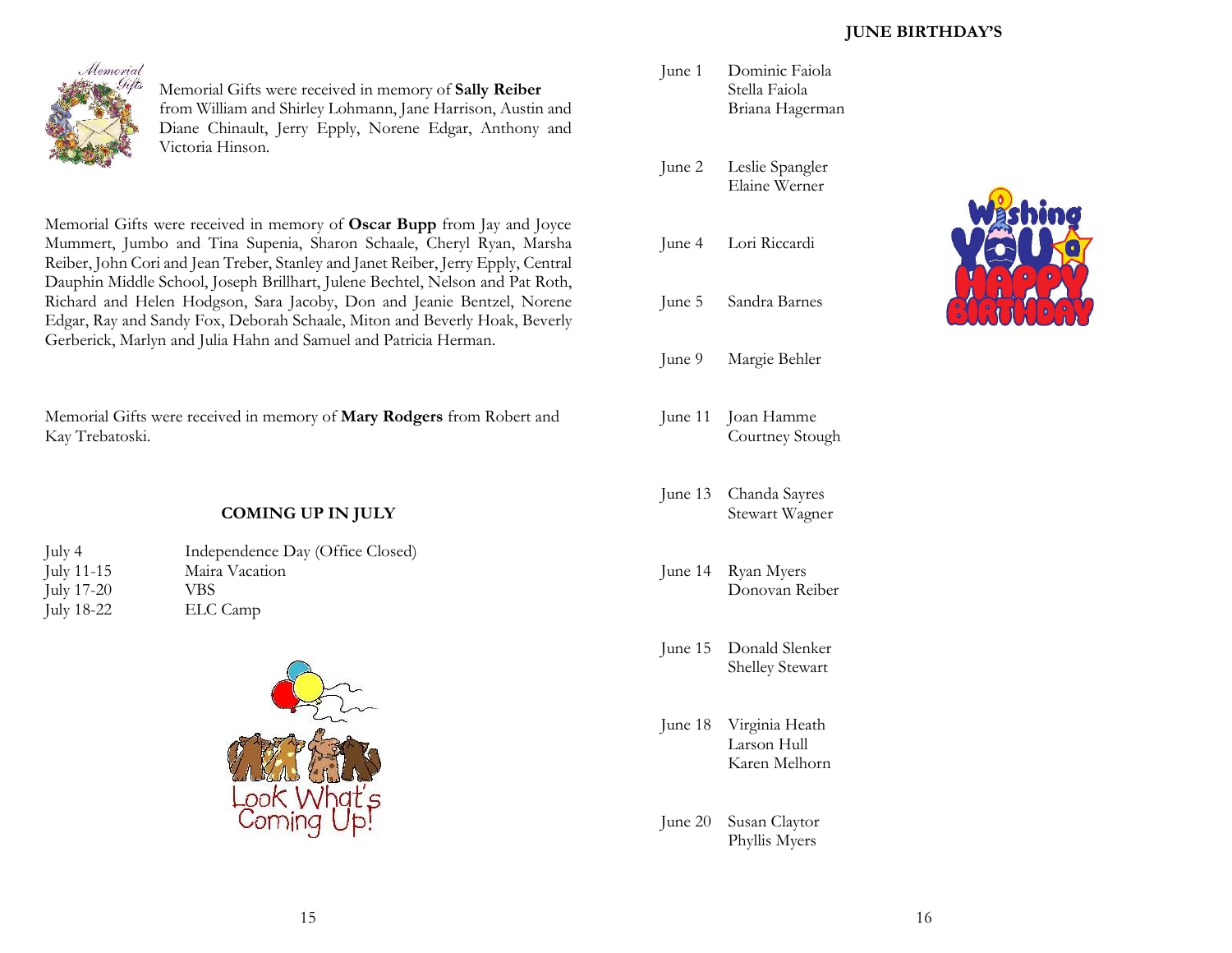Memorial Gifts were received in memory of **Sally Reiber** from William and Shirley Lohmann, Jane Harrison, Austin and Diane Chinault, Jerry Epply, Norene Edgar, Anthony and Victoria Hinson.

Memorial Gifts were received in memory of **Oscar Bupp** from Jay and Joyce Mummert, Jumbo and Tina Supenia, Sharon Schaale, Cheryl Ryan, Marsha Reiber, John Cori and Jean Treber, Stanley and Janet Reiber, Jerry Epply, Central Dauphin Middle School, Joseph Brillhart, Julene Bechtel, Nelson and Pat Roth, Richard and Helen Hodgson, Sara Jacoby, Don and Jeanie Bentzel, Norene Edgar, Ray and Sandy Fox, Deborah Schaale, Miton and Beverly Hoak, Beverly Gerberick, Marlyn and Julia Hahn and Samuel and Patricia Herman.

Memorial Gifts were received in memory of **Mary Rodgers** from Robert and Kay Trebatoski.

## COMING UP IN JULY

| | |
|---|---|
| July 4 | Independence Day (Office Closed) |
| July 11-15 | Maira Vacation |
| July 17-20 | VBS |
| July 18-22 | ELC Camp |

## JUNE BIRTHDAY'S

| | |
|---|---|
| June 1 | Dominic Faiola<br>Stella Faiola<br>Briana Hagerman |
| June 2 | Leslie Spangler<br>Elaine Werner |
| June 4 | Lori Riccardi |
| June 5 | Sandra Barnes |
| June 9 | Margie Behler |
| June 11 | Joan Hamme<br>Courtney Stough |
| June 13 | Chanda Sayres<br>Stewart Wagner |
| June 14 | Ryan Myers<br>Donovan Reiber |
| June 15 | Donald Slenker<br>Shelley Stewart |
| June 18 | Virginia Heath<br>Larson Hull<br>Karen Melhorn |
| June 20 | Susan Claytor<br>Phyllis Myers |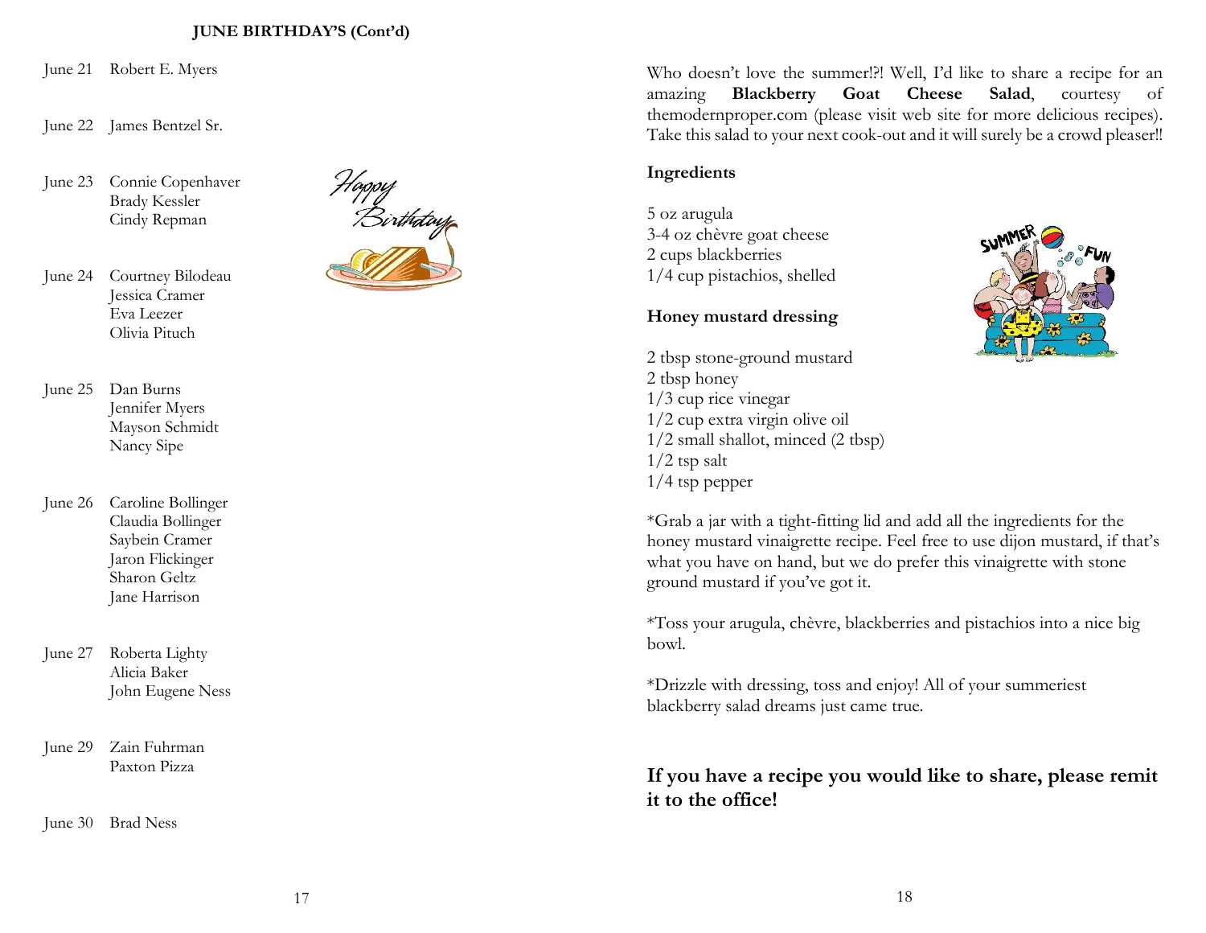## JUNE BIRTHDAY'S (Cont'd)

| | |
|---|---|
| June 21 | Robert E. Myers |
| June 22 | James Bentzel Sr. |
| June 23 | Connie Copenhaver<br>Brady Kessler<br>Cindy Repman |
| June 24 | Courtney Bilodeau<br>Jessica Cramer<br>Eva Leezer<br>Olivia Pituch |
| June 25 | Dan Burns<br>Jennifer Myers<br>Mayson Schmidt<br>Nancy Sipe |
| June 26 | Caroline Bollinger<br>Claudia Bollinger<br>Saybein Cramer<br>Jaron Flickinger<br>Sharon Geltz<br>Jane Harrison |
| June 27 | Roberta Lighty<br>Alicia Baker<br>John Eugene Ness |
| June 29 | Zain Fuhrman<br>Paxton Pizza |
| June 30 | Brad Ness |

Who doesn't love the summer!?! Well, I'd like to share a recipe for an amazing **Blackberry Goat Cheese Salad**, courtesy of themodernproper.com (please visit web site for more delicious recipes). Take this salad to your next cook-out and it will surely be a crowd pleaser!!

**Ingredients**

5 oz arugula
3-4 oz chèvre goat cheese
2 cups blackberries
1/4 cup pistachios, shelled

**Honey mustard dressing**

2 tbsp stone-ground mustard
2 tbsp honey
1/3 cup rice vinegar
1/2 cup extra virgin olive oil
1/2 small shallot, minced (2 tbsp)
1/2 tsp salt
1/4 tsp pepper

*Grab a jar with a tight-fitting lid and add all the ingredients for the honey mustard vinaigrette recipe. Feel free to use dijon mustard, if that's what you have on hand, but we do prefer this vinaigrette with stone ground mustard if you've got it.

*Toss your arugula, chèvre, blackberries and pistachios into a nice big bowl.

*Drizzle with dressing, toss and enjoy! All of your summeriest blackberry salad dreams just came true.

**If you have a recipe you would like to share, please remit it to the office!**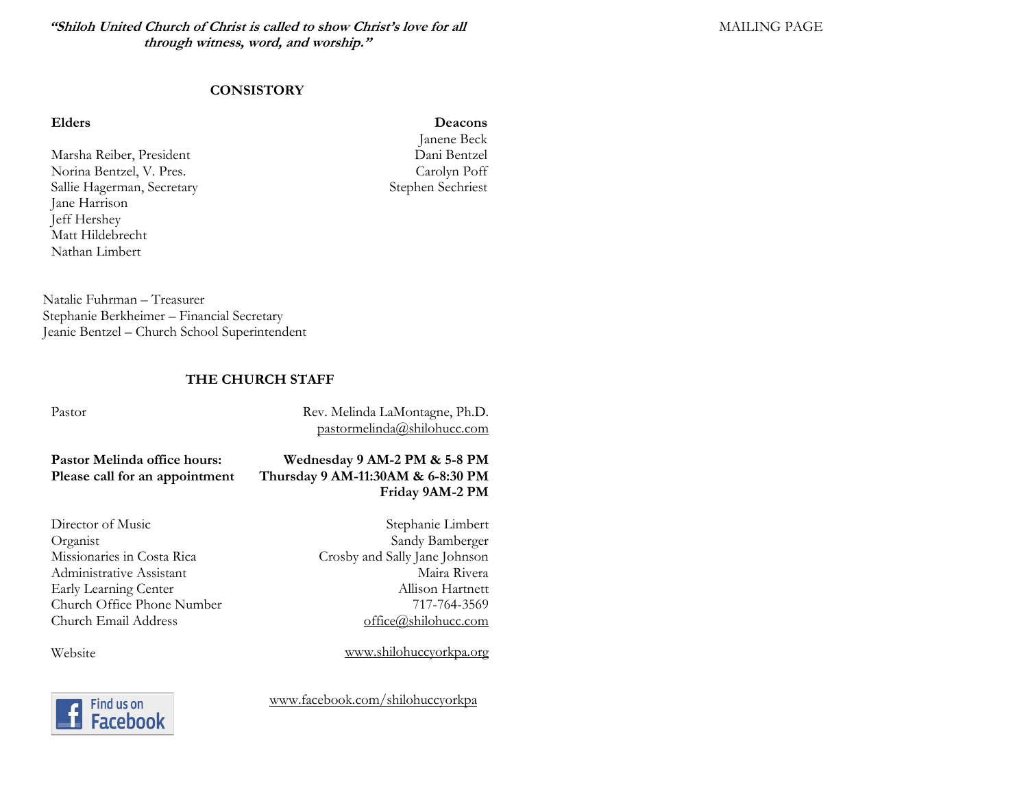***"Shiloh United Church of Christ is called to show Christ's love for all through witness, word, and worship."***

MAILING PAGE

## CONSISTORY

| Elders | Deacons |
|---|---|
| Marsha Reiber, President | Janene Beck |
| Norina Bentzel, V. Pres. | Dani Bentzel |
| Sallie Hagerman, Secretary | Carolyn Poff |
| Jane Harrison | Stephen Sechriest |
| Jeff Hershey | |
| Matt Hildebrecht | |
| Nathan Limbert | |

Natalie Fuhrman – Treasurer
Stephanie Berkheimer – Financial Secretary
Jeanie Bentzel – Church School Superintendent

## THE CHURCH STAFF

| | |
|---|---|
| Pastor | Rev. Melinda LaMontagne, Ph.D. pastormelinda@shilohucc.com |
| **Pastor Melinda office hours: Please call for an appointment** | **Wednesday 9 AM-2 PM & 5-8 PM Thursday 9 AM-11:30AM & 6-8:30 PM Friday 9AM-2 PM** |
| Director of Music | Stephanie Limbert |
| Organist | Sandy Bamberger |
| Missionaries in Costa Rica | Crosby and Sally Jane Johnson |
| Administrative Assistant | Maira Rivera |
| Early Learning Center | Allison Hartnett |
| Church Office Phone Number | 717-764-3569 |
| Church Email Address | office@shilohucc.com |
| Website | www.shilohuccyorkpa.org |

Find us on Facebook

www.facebook.com/shilohuccyorkpa